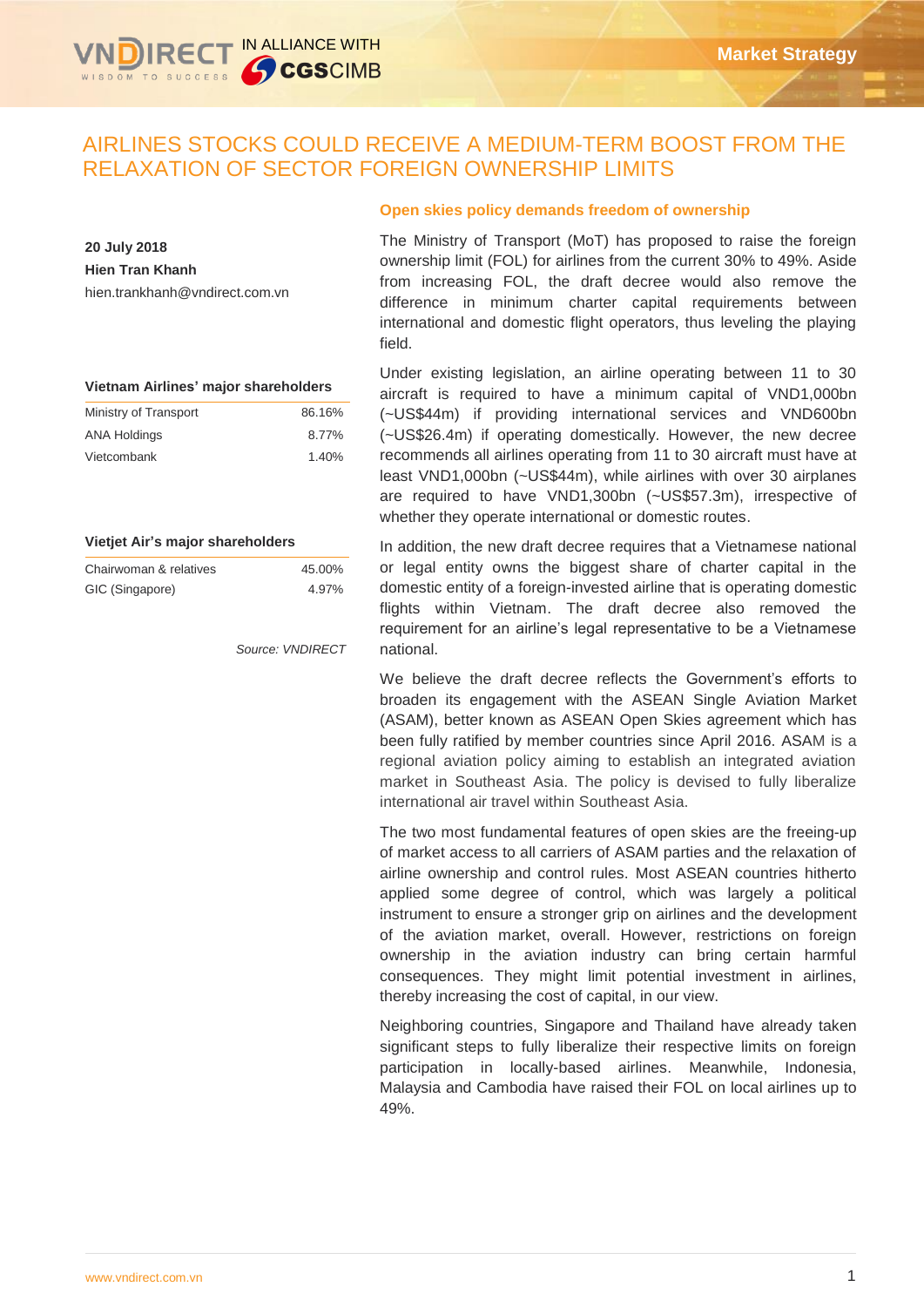# AIRLINES STOCKS COULD RECEIVE A MEDIUM-TERM BOOST FROM THE RELAXATION OF SECTOR FOREIGN OWNERSHIP LIMITS

**20 July 2018**

**Hien Tran Khanh**

hien.trankhanh@vndirect.com.vn

**Vietnam Airlines' major shareholders**

| | |
|---|---|
| Ministry of Transport | 86.16% |
| ANA Holdings | 8.77% |
| Vietcombank | 1.40% |

**Vietjet Air's major shareholders**

| | |
|---|---|
| Chairwoman & relatives | 45.00% |
| GIC (Singapore) | 4.97% |

*Source: VNDIRECT*

## Open skies policy demands freedom of ownership

The Ministry of Transport (MoT) has proposed to raise the foreign ownership limit (FOL) for airlines from the current 30% to 49%. Aside from increasing FOL, the draft decree would also remove the difference in minimum charter capital requirements between international and domestic flight operators, thus leveling the playing field.

Under existing legislation, an airline operating between 11 to 30 aircraft is required to have a minimum capital of VND1,000bn (~US$44m) if providing international services and VND600bn (~US$26.4m) if operating domestically. However, the new decree recommends all airlines operating from 11 to 30 aircraft must have at least VND1,000bn (~US$44m), while airlines with over 30 airplanes are required to have VND1,300bn (~US$57.3m), irrespective of whether they operate international or domestic routes.

In addition, the new draft decree requires that a Vietnamese national or legal entity owns the biggest share of charter capital in the domestic entity of a foreign-invested airline that is operating domestic flights within Vietnam. The draft decree also removed the requirement for an airline's legal representative to be a Vietnamese national.

We believe the draft decree reflects the Government's efforts to broaden its engagement with the ASEAN Single Aviation Market (ASAM), better known as ASEAN Open Skies agreement which has been fully ratified by member countries since April 2016. ASAM is a regional aviation policy aiming to establish an integrated aviation market in Southeast Asia. The policy is devised to fully liberalize international air travel within Southeast Asia.

The two most fundamental features of open skies are the freeing-up of market access to all carriers of ASAM parties and the relaxation of airline ownership and control rules. Most ASEAN countries hitherto applied some degree of control, which was largely a political instrument to ensure a stronger grip on airlines and the development of the aviation market, overall. However, restrictions on foreign ownership in the aviation industry can bring certain harmful consequences. They might limit potential investment in airlines, thereby increasing the cost of capital, in our view.

Neighboring countries, Singapore and Thailand have already taken significant steps to fully liberalize their respective limits on foreign participation in locally-based airlines. Meanwhile, Indonesia, Malaysia and Cambodia have raised their FOL on local airlines up to 49%.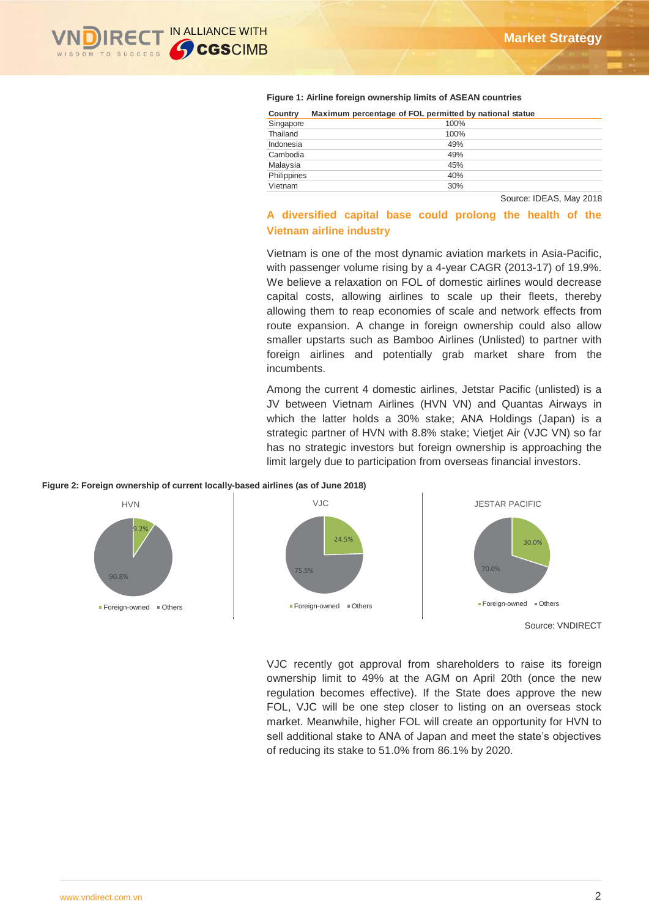**Figure 1: Airline foreign ownership limits of ASEAN countries**

| Country | Maximum percentage of FOL permitted by national statue |
|---|---|
| Singapore | 100% |
| Thailand | 100% |
| Indonesia | 49% |
| Cambodia | 49% |
| Malaysia | 45% |
| Philippines | 40% |
| Vietnam | 30% |

Source: IDEAS, May 2018

## A diversified capital base could prolong the health of the Vietnam airline industry

Vietnam is one of the most dynamic aviation markets in Asia-Pacific, with passenger volume rising by a 4-year CAGR (2013-17) of 19.9%. We believe a relaxation on FOL of domestic airlines would decrease capital costs, allowing airlines to scale up their fleets, thereby allowing them to reap economies of scale and network effects from route expansion. A change in foreign ownership could also allow smaller upstarts such as Bamboo Airlines (Unlisted) to partner with foreign airlines and potentially grab market share from the incumbents.

Among the current 4 domestic airlines, Jetstar Pacific (unlisted) is a JV between Vietnam Airlines (HVN VN) and Quantas Airways in which the latter holds a 30% stake; ANA Holdings (Japan) is a strategic partner of HVN with 8.8% stake; Vietjet Air (VJC VN) so far has no strategic investors but foreign ownership is approaching the limit largely due to participation from overseas financial investors.

**Figure 2: Foreign ownership of current locally-based airlines (as of June 2018)**

| Airline | Foreign-owned | Others |
|---|---|---|
| HVN | 9.2% | 90.8% |
| VJC | 24.5% | 75.5% |
| JESTAR PACIFIC | 30.0% | 70.0% |

Source: VNDIRECT

VJC recently got approval from shareholders to raise its foreign ownership limit to 49% at the AGM on April 20th (once the new regulation becomes effective). If the State does approve the new FOL, VJC will be one step closer to listing on an overseas stock market. Meanwhile, higher FOL will create an opportunity for HVN to sell additional stake to ANA of Japan and meet the state's objectives of reducing its stake to 51.0% from 86.1% by 2020.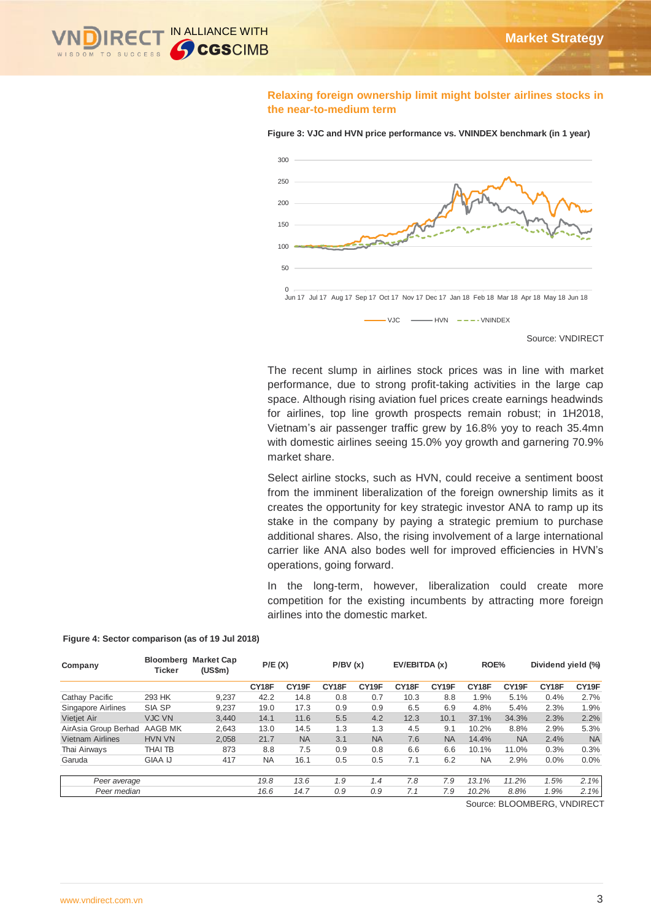## Relaxing foreign ownership limit might bolster airlines stocks in the near-to-medium term

**Figure 3: VJC and HVN price performance vs. VNINDEX benchmark (in 1 year)**

Source: VNDIRECT

The recent slump in airlines stock prices was in line with market performance, due to strong profit-taking activities in the large cap space. Although rising aviation fuel prices create earnings headwinds for airlines, top line growth prospects remain robust; in 1H2018, Vietnam's air passenger traffic grew by 16.8% yoy to reach 35.4mn with domestic airlines seeing 15.0% yoy growth and garnering 70.9% market share.

Select airline stocks, such as HVN, could receive a sentiment boost from the imminent liberalization of the foreign ownership limits as it creates the opportunity for key strategic investor ANA to ramp up its stake in the company by paying a strategic premium to purchase additional shares. Also, the rising involvement of a large international carrier like ANA also bodes well for improved efficiencies in HVN's operations, going forward.

In the long-term, however, liberalization could create more competition for the existing incumbents by attracting more foreign airlines into the domestic market.

**Figure 4: Sector comparison (as of 19 Jul 2018)**

| Company | Bloomberg Ticker | Market Cap (US$m) | P/E (X) | | P/BV (x) | | EV/EBITDA (x) | | ROE% | | Dividend yield (%) | |
|---|---|---|---|---|---|---|---|---|---|---|---|---|
| | | | CY18F | CY19F | CY18F | CY19F | CY18F | CY19F | CY18F | CY19F | CY18F | CY19F |
| Cathay Pacific | 293 HK | 9,237 | 42.2 | 14.8 | 0.8 | 0.7 | 10.3 | 8.8 | 1.9% | 5.1% | 0.4% | 2.7% |
| Singapore Airlines | SIA SP | 9,237 | 19.0 | 17.3 | 0.9 | 0.9 | 6.5 | 6.9 | 4.8% | 5.4% | 2.3% | 1.9% |
| Vietjet Air | VJC VN | 3,440 | 14.1 | 11.6 | 5.5 | 4.2 | 12.3 | 10.1 | 37.1% | 34.3% | 2.3% | 2.2% |
| AirAsia Group Berhad | AAGB MK | 2,643 | 13.0 | 14.5 | 1.3 | 1.3 | 4.5 | 9.1 | 10.2% | 8.8% | 2.9% | 5.3% |
| Vietnam Airlines | HVN VN | 2,058 | 21.7 | NA | 3.1 | NA | 7.6 | NA | 14.4% | NA | 2.4% | NA |
| Thai Airways | THAI TB | 873 | 8.8 | 7.5 | 0.9 | 0.8 | 6.6 | 6.6 | 10.1% | 11.0% | 0.3% | 0.3% |
| Garuda | GIAA IJ | 417 | NA | 16.1 | 0.5 | 0.5 | 7.1 | 6.2 | NA | 2.9% | 0.0% | 0.0% |
| *Peer average* | | | *19.8* | *13.6* | *1.9* | *1.4* | *7.8* | *7.9* | *13.1%* | *11.2%* | *1.5%* | *2.1%* |
| *Peer median* | | | *16.6* | *14.7* | *0.9* | *0.9* | *7.1* | *7.9* | *10.2%* | *8.8%* | *1.9%* | *2.1%* |

Source: BLOOMBERG, VNDIRECT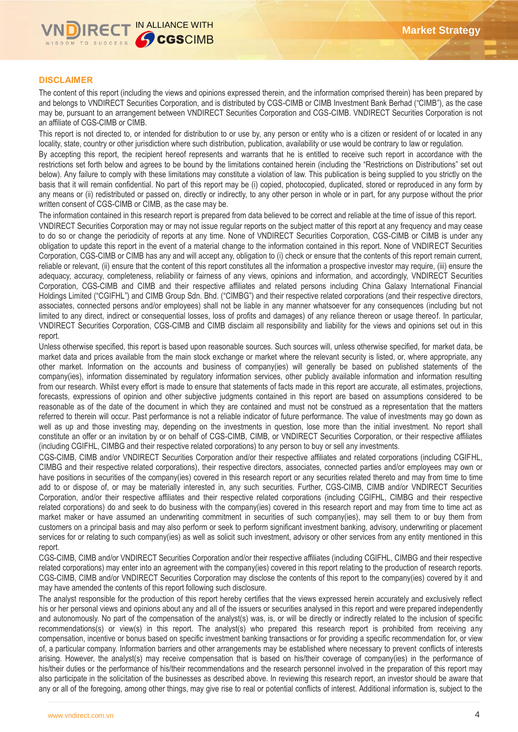## DISCLAIMER

The content of this report (including the views and opinions expressed therein, and the information comprised therein) has been prepared by and belongs to VNDIRECT Securities Corporation, and is distributed by CGS-CIMB or CIMB Investment Bank Berhad ("CIMB"), as the case may be, pursuant to an arrangement between VNDIRECT Securities Corporation and CGS-CIMB. VNDIRECT Securities Corporation is not an affiliate of CGS-CIMB or CIMB.

This report is not directed to, or intended for distribution to or use by, any person or entity who is a citizen or resident of or located in any locality, state, country or other jurisdiction where such distribution, publication, availability or use would be contrary to law or regulation.

By accepting this report, the recipient hereof represents and warrants that he is entitled to receive such report in accordance with the restrictions set forth below and agrees to be bound by the limitations contained herein (including the "Restrictions on Distributions" set out below). Any failure to comply with these limitations may constitute a violation of law. This publication is being supplied to you strictly on the basis that it will remain confidential. No part of this report may be (i) copied, photocopied, duplicated, stored or reproduced in any form by any means or (ii) redistributed or passed on, directly or indirectly, to any other person in whole or in part, for any purpose without the prior written consent of CGS-CIMB or CIMB, as the case may be.

The information contained in this research report is prepared from data believed to be correct and reliable at the time of issue of this report. VNDIRECT Securities Corporation may or may not issue regular reports on the subject matter of this report at any frequency and may cease to do so or change the periodicity of reports at any time. None of VNDIRECT Securities Corporation, CGS-CIMB or CIMB is under any obligation to update this report in the event of a material change to the information contained in this report. None of VNDIRECT Securities Corporation, CGS-CIMB or CIMB has any and will accept any, obligation to (i) check or ensure that the contents of this report remain current, reliable or relevant, (ii) ensure that the content of this report constitutes all the information a prospective investor may require, (iii) ensure the adequacy, accuracy, completeness, reliability or fairness of any views, opinions and information, and accordingly, VNDIRECT Securities Corporation, CGS-CIMB and CIMB and their respective affiliates and related persons including China Galaxy International Financial Holdings Limited ("CGIFHL") and CIMB Group Sdn. Bhd. ("CIMBG") and their respective related corporations (and their respective directors, associates, connected persons and/or employees) shall not be liable in any manner whatsoever for any consequences (including but not limited to any direct, indirect or consequential losses, loss of profits and damages) of any reliance thereon or usage thereof. In particular, VNDIRECT Securities Corporation, CGS-CIMB and CIMB disclaim all responsibility and liability for the views and opinions set out in this report.

Unless otherwise specified, this report is based upon reasonable sources. Such sources will, unless otherwise specified, for market data, be market data and prices available from the main stock exchange or market where the relevant security is listed, or, where appropriate, any other market. Information on the accounts and business of company(ies) will generally be based on published statements of the company(ies), information disseminated by regulatory information services, other publicly available information and information resulting from our research. Whilst every effort is made to ensure that statements of facts made in this report are accurate, all estimates, projections, forecasts, expressions of opinion and other subjective judgments contained in this report are based on assumptions considered to be reasonable as of the date of the document in which they are contained and must not be construed as a representation that the matters referred to therein will occur. Past performance is not a reliable indicator of future performance. The value of investments may go down as well as up and those investing may, depending on the investments in question, lose more than the initial investment. No report shall constitute an offer or an invitation by or on behalf of CGS-CIMB, CIMB, or VNDIRECT Securities Corporation, or their respective affiliates (including CGIFHL, CIMBG and their respective related corporations) to any person to buy or sell any investments.

CGS-CIMB, CIMB and/or VNDIRECT Securities Corporation and/or their respective affiliates and related corporations (including CGIFHL, CIMBG and their respective related corporations), their respective directors, associates, connected parties and/or employees may own or have positions in securities of the company(ies) covered in this research report or any securities related thereto and may from time to time add to or dispose of, or may be materially interested in, any such securities. Further, CGS-CIMB, CIMB and/or VNDIRECT Securities Corporation, and/or their respective affiliates and their respective related corporations (including CGIFHL, CIMBG and their respective related corporations) do and seek to do business with the company(ies) covered in this research report and may from time to time act as market maker or have assumed an underwriting commitment in securities of such company(ies), may sell them to or buy them from customers on a principal basis and may also perform or seek to perform significant investment banking, advisory, underwriting or placement services for or relating to such company(ies) as well as solicit such investment, advisory or other services from any entity mentioned in this report.

CGS-CIMB, CIMB and/or VNDIRECT Securities Corporation and/or their respective affiliates (including CGIFHL, CIMBG and their respective related corporations) may enter into an agreement with the company(ies) covered in this report relating to the production of research reports. CGS-CIMB, CIMB and/or VNDIRECT Securities Corporation may disclose the contents of this report to the company(ies) covered by it and may have amended the contents of this report following such disclosure.

The analyst responsible for the production of this report hereby certifies that the views expressed herein accurately and exclusively reflect his or her personal views and opinions about any and all of the issuers or securities analysed in this report and were prepared independently and autonomously. No part of the compensation of the analyst(s) was, is, or will be directly or indirectly related to the inclusion of specific recommendations(s) or view(s) in this report. The analyst(s) who prepared this research report is prohibited from receiving any compensation, incentive or bonus based on specific investment banking transactions or for providing a specific recommendation for, or view of, a particular company. Information barriers and other arrangements may be established where necessary to prevent conflicts of interests arising. However, the analyst(s) may receive compensation that is based on his/their coverage of company(ies) in the performance of his/their duties or the performance of his/their recommendations and the research personnel involved in the preparation of this report may also participate in the solicitation of the businesses as described above. In reviewing this research report, an investor should be aware that any or all of the foregoing, among other things, may give rise to real or potential conflicts of interest. Additional information is, subject to the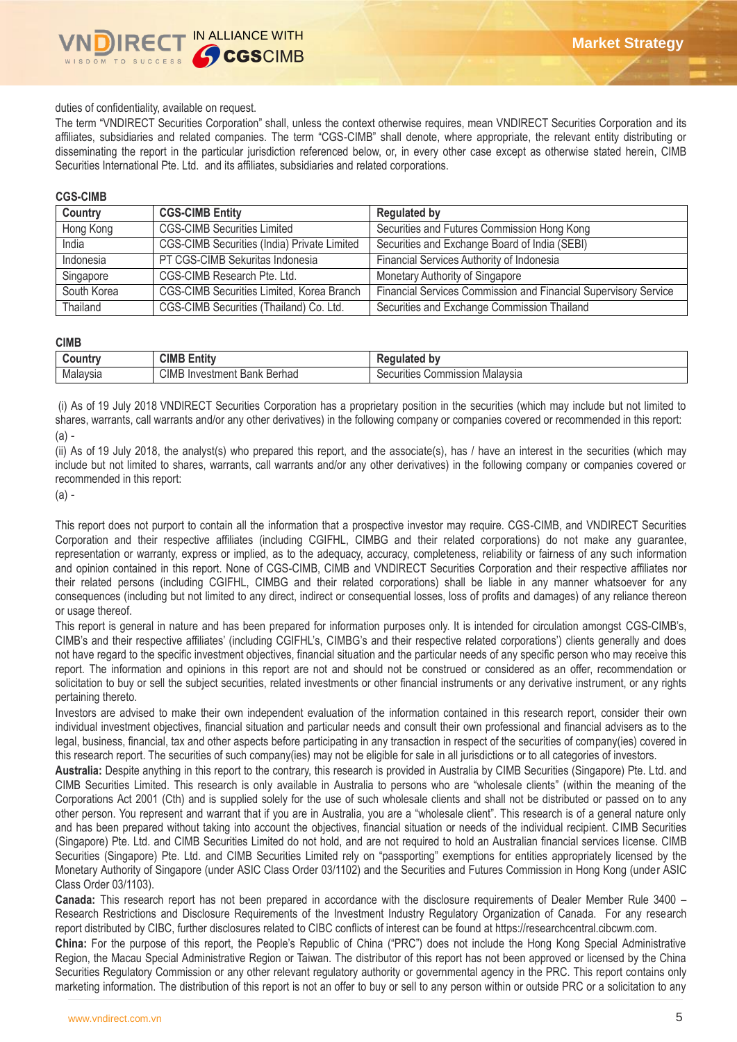duties of confidentiality, available on request.

The term "VNDIRECT Securities Corporation" shall, unless the context otherwise requires, mean VNDIRECT Securities Corporation and its affiliates, subsidiaries and related companies. The term "CGS-CIMB" shall denote, where appropriate, the relevant entity distributing or disseminating the report in the particular jurisdiction referenced below, or, in every other case except as otherwise stated herein, CIMB Securities International Pte. Ltd. and its affiliates, subsidiaries and related corporations.

**CGS-CIMB**

| Country | CGS-CIMB Entity | Regulated by |
|---|---|---|
| Hong Kong | CGS-CIMB Securities Limited | Securities and Futures Commission Hong Kong |
| India | CGS-CIMB Securities (India) Private Limited | Securities and Exchange Board of India (SEBI) |
| Indonesia | PT CGS-CIMB Sekuritas Indonesia | Financial Services Authority of Indonesia |
| Singapore | CGS-CIMB Research Pte. Ltd. | Monetary Authority of Singapore |
| South Korea | CGS-CIMB Securities Limited, Korea Branch | Financial Services Commission and Financial Supervisory Service |
| Thailand | CGS-CIMB Securities (Thailand) Co. Ltd. | Securities and Exchange Commission Thailand |

**CIMB**

| Country | CIMB Entity | Regulated by |
|---|---|---|
| Malaysia | CIMB Investment Bank Berhad | Securities Commission Malaysia |

(i) As of 19 July 2018 VNDIRECT Securities Corporation has a proprietary position in the securities (which may include but not limited to shares, warrants, call warrants and/or any other derivatives) in the following company or companies covered or recommended in this report:

(a) -

(ii) As of 19 July 2018, the analyst(s) who prepared this report, and the associate(s), has / have an interest in the securities (which may include but not limited to shares, warrants, call warrants and/or any other derivatives) in the following company or companies covered or recommended in this report:

(a) -

This report does not purport to contain all the information that a prospective investor may require. CGS-CIMB, and VNDIRECT Securities Corporation and their respective affiliates (including CGIFHL, CIMBG and their related corporations) do not make any guarantee, representation or warranty, express or implied, as to the adequacy, accuracy, completeness, reliability or fairness of any such information and opinion contained in this report. None of CGS-CIMB, CIMB and VNDIRECT Securities Corporation and their respective affiliates nor their related persons (including CGIFHL, CIMBG and their related corporations) shall be liable in any manner whatsoever for any consequences (including but not limited to any direct, indirect or consequential losses, loss of profits and damages) of any reliance thereon or usage thereof.

This report is general in nature and has been prepared for information purposes only. It is intended for circulation amongst CGS-CIMB's, CIMB's and their respective affiliates' (including CGIFHL's, CIMBG's and their respective related corporations') clients generally and does not have regard to the specific investment objectives, financial situation and the particular needs of any specific person who may receive this report. The information and opinions in this report are not and should not be construed or considered as an offer, recommendation or solicitation to buy or sell the subject securities, related investments or other financial instruments or any derivative instrument, or any rights pertaining thereto.

Investors are advised to make their own independent evaluation of the information contained in this research report, consider their own individual investment objectives, financial situation and particular needs and consult their own professional and financial advisers as to the legal, business, financial, tax and other aspects before participating in any transaction in respect of the securities of company(ies) covered in this research report. The securities of such company(ies) may not be eligible for sale in all jurisdictions or to all categories of investors.

**Australia:** Despite anything in this report to the contrary, this research is provided in Australia by CIMB Securities (Singapore) Pte. Ltd. and CIMB Securities Limited. This research is only available in Australia to persons who are "wholesale clients" (within the meaning of the Corporations Act 2001 (Cth) and is supplied solely for the use of such wholesale clients and shall not be distributed or passed on to any other person. You represent and warrant that if you are in Australia, you are a "wholesale client". This research is of a general nature only and has been prepared without taking into account the objectives, financial situation or needs of the individual recipient. CIMB Securities (Singapore) Pte. Ltd. and CIMB Securities Limited do not hold, and are not required to hold an Australian financial services license. CIMB Securities (Singapore) Pte. Ltd. and CIMB Securities Limited rely on "passporting" exemptions for entities appropriately licensed by the Monetary Authority of Singapore (under ASIC Class Order 03/1102) and the Securities and Futures Commission in Hong Kong (under ASIC Class Order 03/1103).

**Canada:** This research report has not been prepared in accordance with the disclosure requirements of Dealer Member Rule 3400 – Research Restrictions and Disclosure Requirements of the Investment Industry Regulatory Organization of Canada. For any research report distributed by CIBC, further disclosures related to CIBC conflicts of interest can be found at https://researchcentral.cibcwm.com.

**China:** For the purpose of this report, the People's Republic of China ("PRC") does not include the Hong Kong Special Administrative Region, the Macau Special Administrative Region or Taiwan. The distributor of this report has not been approved or licensed by the China Securities Regulatory Commission or any other relevant regulatory authority or governmental agency in the PRC. This report contains only marketing information. The distribution of this report is not an offer to buy or sell to any person within or outside PRC or a solicitation to any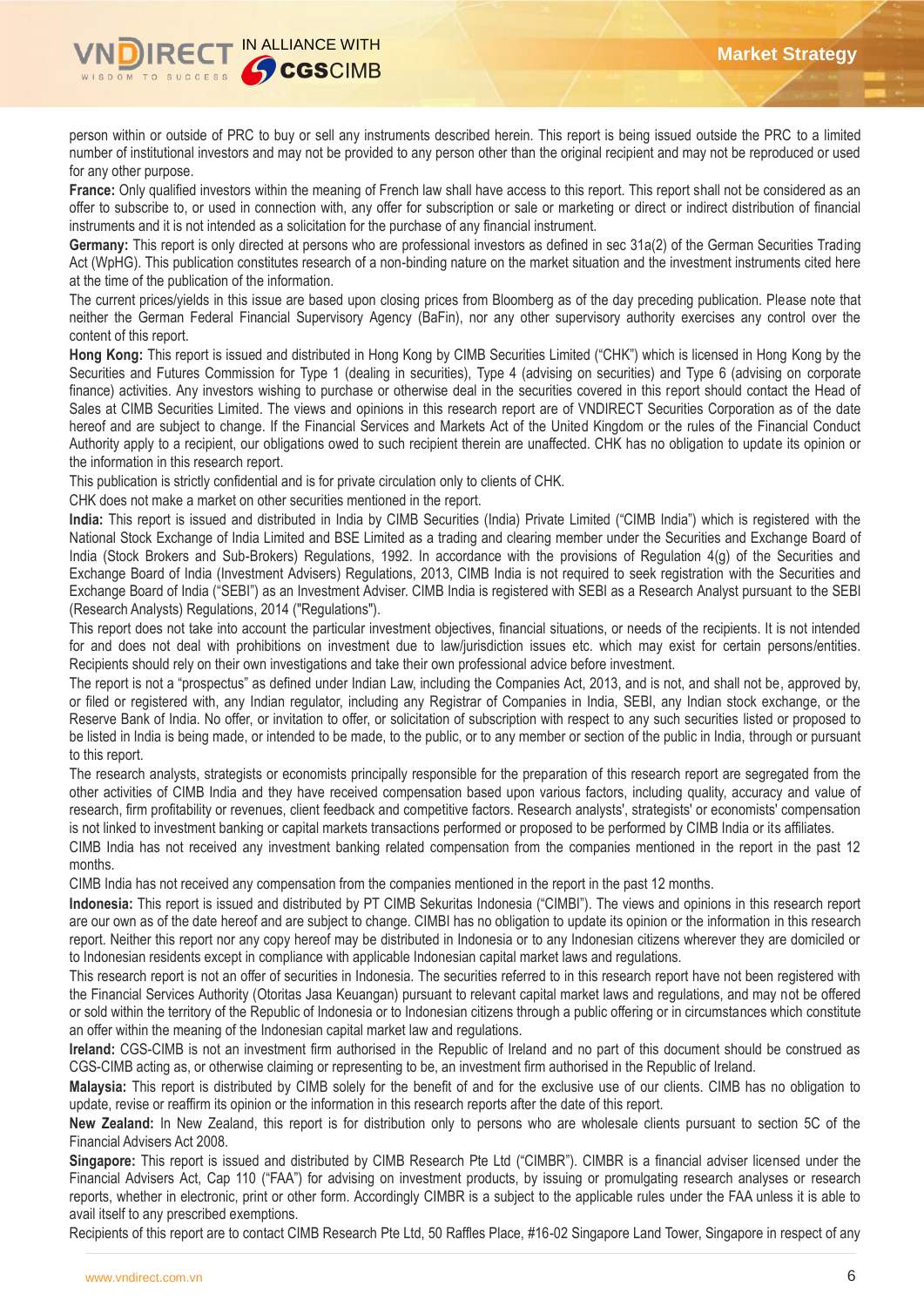person within or outside of PRC to buy or sell any instruments described herein. This report is being issued outside the PRC to a limited number of institutional investors and may not be provided to any person other than the original recipient and may not be reproduced or used for any other purpose.

**France:** Only qualified investors within the meaning of French law shall have access to this report. This report shall not be considered as an offer to subscribe to, or used in connection with, any offer for subscription or sale or marketing or direct or indirect distribution of financial instruments and it is not intended as a solicitation for the purchase of any financial instrument.

**Germany:** This report is only directed at persons who are professional investors as defined in sec 31a(2) of the German Securities Trading Act (WpHG). This publication constitutes research of a non-binding nature on the market situation and the investment instruments cited here at the time of the publication of the information.

The current prices/yields in this issue are based upon closing prices from Bloomberg as of the day preceding publication. Please note that neither the German Federal Financial Supervisory Agency (BaFin), nor any other supervisory authority exercises any control over the content of this report.

**Hong Kong:** This report is issued and distributed in Hong Kong by CIMB Securities Limited ("CHK") which is licensed in Hong Kong by the Securities and Futures Commission for Type 1 (dealing in securities), Type 4 (advising on securities) and Type 6 (advising on corporate finance) activities. Any investors wishing to purchase or otherwise deal in the securities covered in this report should contact the Head of Sales at CIMB Securities Limited. The views and opinions in this research report are of VNDIRECT Securities Corporation as of the date hereof and are subject to change. If the Financial Services and Markets Act of the United Kingdom or the rules of the Financial Conduct Authority apply to a recipient, our obligations owed to such recipient therein are unaffected. CHK has no obligation to update its opinion or the information in this research report.

This publication is strictly confidential and is for private circulation only to clients of CHK.

CHK does not make a market on other securities mentioned in the report.

**India:** This report is issued and distributed in India by CIMB Securities (India) Private Limited ("CIMB India") which is registered with the National Stock Exchange of India Limited and BSE Limited as a trading and clearing member under the Securities and Exchange Board of India (Stock Brokers and Sub-Brokers) Regulations, 1992. In accordance with the provisions of Regulation 4(g) of the Securities and Exchange Board of India (Investment Advisers) Regulations, 2013, CIMB India is not required to seek registration with the Securities and Exchange Board of India ("SEBI") as an Investment Adviser. CIMB India is registered with SEBI as a Research Analyst pursuant to the SEBI (Research Analysts) Regulations, 2014 ("Regulations").

This report does not take into account the particular investment objectives, financial situations, or needs of the recipients. It is not intended for and does not deal with prohibitions on investment due to law/jurisdiction issues etc. which may exist for certain persons/entities. Recipients should rely on their own investigations and take their own professional advice before investment.

The report is not a "prospectus" as defined under Indian Law, including the Companies Act, 2013, and is not, and shall not be, approved by, or filed or registered with, any Indian regulator, including any Registrar of Companies in India, SEBI, any Indian stock exchange, or the Reserve Bank of India. No offer, or invitation to offer, or solicitation of subscription with respect to any such securities listed or proposed to be listed in India is being made, or intended to be made, to the public, or to any member or section of the public in India, through or pursuant to this report.

The research analysts, strategists or economists principally responsible for the preparation of this research report are segregated from the other activities of CIMB India and they have received compensation based upon various factors, including quality, accuracy and value of research, firm profitability or revenues, client feedback and competitive factors. Research analysts', strategists' or economists' compensation is not linked to investment banking or capital markets transactions performed or proposed to be performed by CIMB India or its affiliates.

CIMB India has not received any investment banking related compensation from the companies mentioned in the report in the past 12 months.

CIMB India has not received any compensation from the companies mentioned in the report in the past 12 months.

**Indonesia:** This report is issued and distributed by PT CIMB Sekuritas Indonesia ("CIMBI"). The views and opinions in this research report are our own as of the date hereof and are subject to change. CIMBI has no obligation to update its opinion or the information in this research report. Neither this report nor any copy hereof may be distributed in Indonesia or to any Indonesian citizens wherever they are domiciled or to Indonesian residents except in compliance with applicable Indonesian capital market laws and regulations.

This research report is not an offer of securities in Indonesia. The securities referred to in this research report have not been registered with the Financial Services Authority (Otoritas Jasa Keuangan) pursuant to relevant capital market laws and regulations, and may not be offered or sold within the territory of the Republic of Indonesia or to Indonesian citizens through a public offering or in circumstances which constitute an offer within the meaning of the Indonesian capital market law and regulations.

**Ireland:** CGS-CIMB is not an investment firm authorised in the Republic of Ireland and no part of this document should be construed as CGS-CIMB acting as, or otherwise claiming or representing to be, an investment firm authorised in the Republic of Ireland.

**Malaysia:** This report is distributed by CIMB solely for the benefit of and for the exclusive use of our clients. CIMB has no obligation to update, revise or reaffirm its opinion or the information in this research reports after the date of this report.

**New Zealand:** In New Zealand, this report is for distribution only to persons who are wholesale clients pursuant to section 5C of the Financial Advisers Act 2008.

**Singapore:** This report is issued and distributed by CIMB Research Pte Ltd ("CIMBR"). CIMBR is a financial adviser licensed under the Financial Advisers Act, Cap 110 ("FAA") for advising on investment products, by issuing or promulgating research analyses or research reports, whether in electronic, print or other form. Accordingly CIMBR is a subject to the applicable rules under the FAA unless it is able to avail itself to any prescribed exemptions.

Recipients of this report are to contact CIMB Research Pte Ltd, 50 Raffles Place, #16-02 Singapore Land Tower, Singapore in respect of any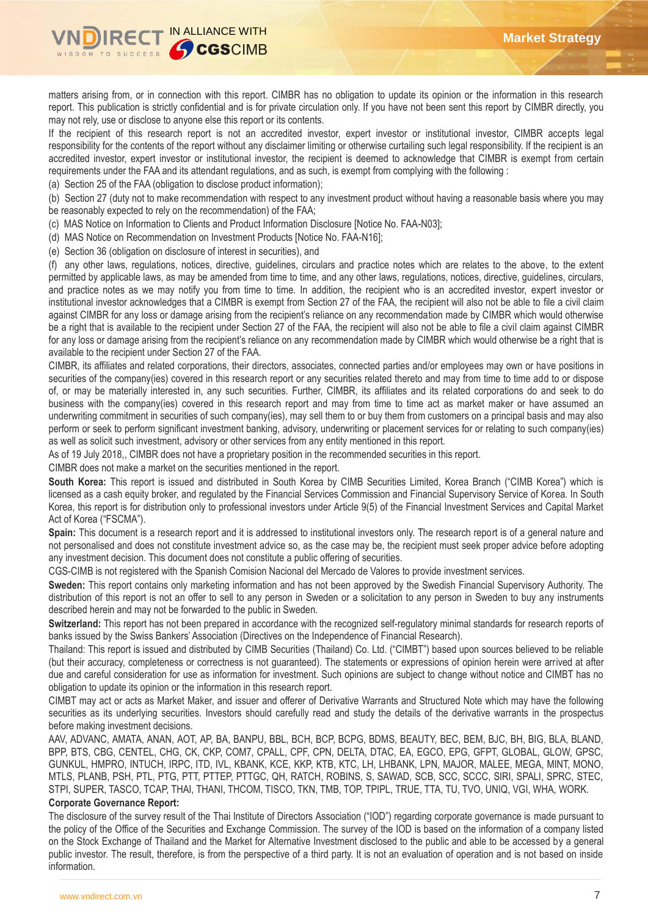matters arising from, or in connection with this report. CIMBR has no obligation to update its opinion or the information in this research report. This publication is strictly confidential and is for private circulation only. If you have not been sent this report by CIMBR directly, you may not rely, use or disclose to anyone else this report or its contents.

If the recipient of this research report is not an accredited investor, expert investor or institutional investor, CIMBR accepts legal responsibility for the contents of the report without any disclaimer limiting or otherwise curtailing such legal responsibility. If the recipient is an accredited investor, expert investor or institutional investor, the recipient is deemed to acknowledge that CIMBR is exempt from certain requirements under the FAA and its attendant regulations, and as such, is exempt from complying with the following :

(a) Section 25 of the FAA (obligation to disclose product information);

(b) Section 27 (duty not to make recommendation with respect to any investment product without having a reasonable basis where you may be reasonably expected to rely on the recommendation) of the FAA;

(c) MAS Notice on Information to Clients and Product Information Disclosure [Notice No. FAA-N03];

(d) MAS Notice on Recommendation on Investment Products [Notice No. FAA-N16];

(e) Section 36 (obligation on disclosure of interest in securities), and

(f) any other laws, regulations, notices, directive, guidelines, circulars and practice notes which are relates to the above, to the extent permitted by applicable laws, as may be amended from time to time, and any other laws, regulations, notices, directive, guidelines, circulars, and practice notes as we may notify you from time to time. In addition, the recipient who is an accredited investor, expert investor or institutional investor acknowledges that a CIMBR is exempt from Section 27 of the FAA, the recipient will also not be able to file a civil claim against CIMBR for any loss or damage arising from the recipient's reliance on any recommendation made by CIMBR which would otherwise be a right that is available to the recipient under Section 27 of the FAA, the recipient will also not be able to file a civil claim against CIMBR for any loss or damage arising from the recipient's reliance on any recommendation made by CIMBR which would otherwise be a right that is available to the recipient under Section 27 of the FAA.

CIMBR, its affiliates and related corporations, their directors, associates, connected parties and/or employees may own or have positions in securities of the company(ies) covered in this research report or any securities related thereto and may from time to time add to or dispose of, or may be materially interested in, any such securities. Further, CIMBR, its affiliates and its related corporations do and seek to do business with the company(ies) covered in this research report and may from time to time act as market maker or have assumed an underwriting commitment in securities of such company(ies), may sell them to or buy them from customers on a principal basis and may also perform or seek to perform significant investment banking, advisory, underwriting or placement services for or relating to such company(ies) as well as solicit such investment, advisory or other services from any entity mentioned in this report.

As of 19 July 2018,, CIMBR does not have a proprietary position in the recommended securities in this report.

CIMBR does not make a market on the securities mentioned in the report.

**South Korea:** This report is issued and distributed in South Korea by CIMB Securities Limited, Korea Branch ("CIMB Korea") which is licensed as a cash equity broker, and regulated by the Financial Services Commission and Financial Supervisory Service of Korea. In South Korea, this report is for distribution only to professional investors under Article 9(5) of the Financial Investment Services and Capital Market Act of Korea ("FSCMA").

**Spain:** This document is a research report and it is addressed to institutional investors only. The research report is of a general nature and not personalised and does not constitute investment advice so, as the case may be, the recipient must seek proper advice before adopting any investment decision. This document does not constitute a public offering of securities.

CGS-CIMB is not registered with the Spanish Comision Nacional del Mercado de Valores to provide investment services.

**Sweden:** This report contains only marketing information and has not been approved by the Swedish Financial Supervisory Authority. The distribution of this report is not an offer to sell to any person in Sweden or a solicitation to any person in Sweden to buy any instruments described herein and may not be forwarded to the public in Sweden.

**Switzerland:** This report has not been prepared in accordance with the recognized self-regulatory minimal standards for research reports of banks issued by the Swiss Bankers' Association (Directives on the Independence of Financial Research).

Thailand: This report is issued and distributed by CIMB Securities (Thailand) Co. Ltd. ("CIMBT") based upon sources believed to be reliable (but their accuracy, completeness or correctness is not guaranteed). The statements or expressions of opinion herein were arrived at after due and careful consideration for use as information for investment. Such opinions are subject to change without notice and CIMBT has no obligation to update its opinion or the information in this research report.

CIMBT may act or acts as Market Maker, and issuer and offerer of Derivative Warrants and Structured Note which may have the following securities as its underlying securities. Investors should carefully read and study the details of the derivative warrants in the prospectus before making investment decisions.

AAV, ADVANC, AMATA, ANAN, AOT, AP, BA, BANPU, BBL, BCH, BCP, BCPG, BDMS, BEAUTY, BEC, BEM, BJC, BH, BIG, BLA, BLAND, BPP, BTS, CBG, CENTEL, CHG, CK, CKP, COM7, CPALL, CPF, CPN, DELTA, DTAC, EA, EGCO, EPG, GFPT, GLOBAL, GLOW, GPSC, GUNKUL, HMPRO, INTUCH, IRPC, ITD, IVL, KBANK, KCE, KKP, KTB, KTC, LH, LHBANK, LPN, MAJOR, MALEE, MEGA, MINT, MONO, MTLS, PLANB, PSH, PTL, PTG, PTT, PTTEP, PTTGC, QH, RATCH, ROBINS, S, SAWAD, SCB, SCC, SCCC, SIRI, SPALI, SPRC, STEC, STPI, SUPER, TASCO, TCAP, THAI, THANI, THCOM, TISCO, TKN, TMB, TOP, TPIPL, TRUE, TTA, TU, TVO, UNIQ, VGI, WHA, WORK.

**Corporate Governance Report:**

The disclosure of the survey result of the Thai Institute of Directors Association ("IOD") regarding corporate governance is made pursuant to the policy of the Office of the Securities and Exchange Commission. The survey of the IOD is based on the information of a company listed on the Stock Exchange of Thailand and the Market for Alternative Investment disclosed to the public and able to be accessed by a general public investor. The result, therefore, is from the perspective of a third party. It is not an evaluation of operation and is not based on inside information.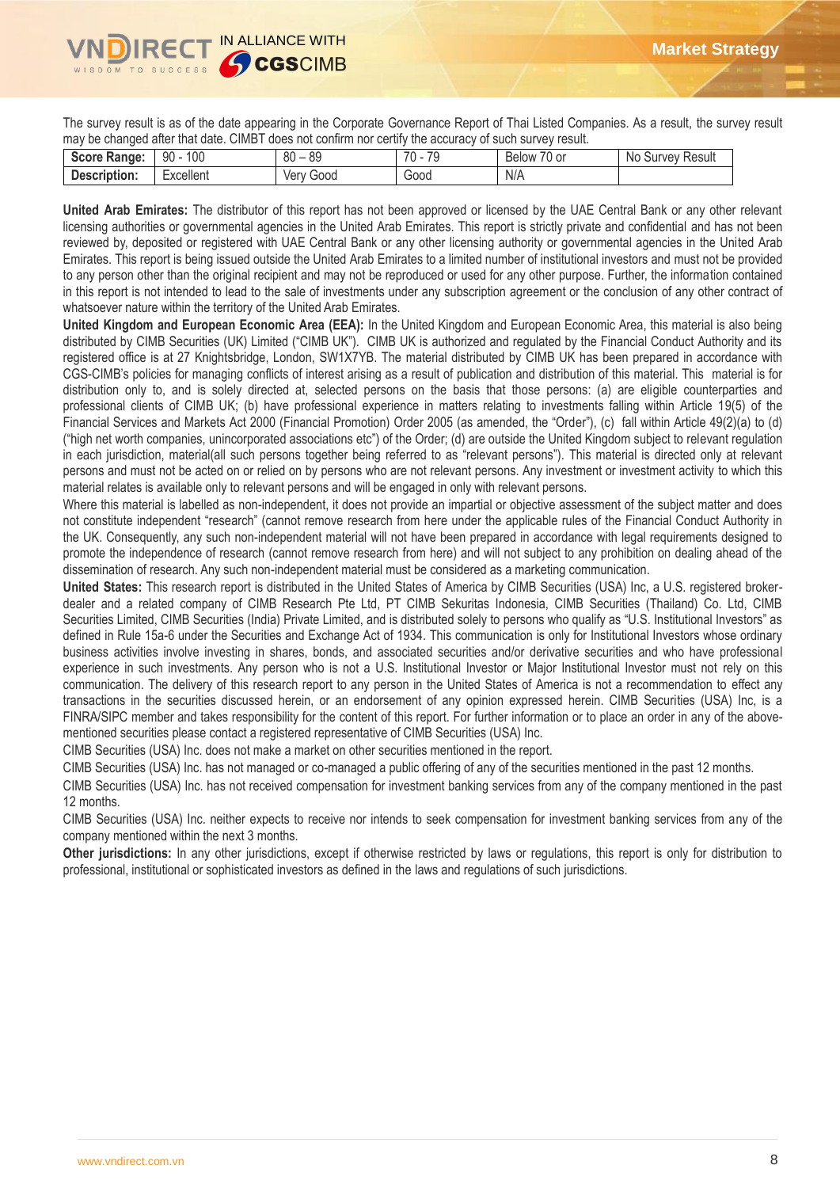The survey result is as of the date appearing in the Corporate Governance Report of Thai Listed Companies. As a result, the survey result may be changed after that date. CIMBT does not confirm nor certify the accuracy of such survey result.

| Score Range: | 90 - 100 | 80 – 89 | 70 - 79 | Below 70 or | No Survey Result |
|---|---|---|---|---|---|
| Description: | Excellent | Very Good | Good | N/A | |

**United Arab Emirates:** The distributor of this report has not been approved or licensed by the UAE Central Bank or any other relevant licensing authorities or governmental agencies in the United Arab Emirates. This report is strictly private and confidential and has not been reviewed by, deposited or registered with UAE Central Bank or any other licensing authority or governmental agencies in the United Arab Emirates. This report is being issued outside the United Arab Emirates to a limited number of institutional investors and must not be provided to any person other than the original recipient and may not be reproduced or used for any other purpose. Further, the information contained in this report is not intended to lead to the sale of investments under any subscription agreement or the conclusion of any other contract of whatsoever nature within the territory of the United Arab Emirates.

**United Kingdom and European Economic Area (EEA):** In the United Kingdom and European Economic Area, this material is also being distributed by CIMB Securities (UK) Limited ("CIMB UK"). CIMB UK is authorized and regulated by the Financial Conduct Authority and its registered office is at 27 Knightsbridge, London, SW1X7YB. The material distributed by CIMB UK has been prepared in accordance with CGS-CIMB's policies for managing conflicts of interest arising as a result of publication and distribution of this material. This material is for distribution only to, and is solely directed at, selected persons on the basis that those persons: (a) are eligible counterparties and professional clients of CIMB UK; (b) have professional experience in matters relating to investments falling within Article 19(5) of the Financial Services and Markets Act 2000 (Financial Promotion) Order 2005 (as amended, the "Order"), (c) fall within Article 49(2)(a) to (d) ("high net worth companies, unincorporated associations etc") of the Order; (d) are outside the United Kingdom subject to relevant regulation in each jurisdiction, material(all such persons together being referred to as "relevant persons"). This material is directed only at relevant persons and must not be acted on or relied on by persons who are not relevant persons. Any investment or investment activity to which this material relates is available only to relevant persons and will be engaged in only with relevant persons.

Where this material is labelled as non-independent, it does not provide an impartial or objective assessment of the subject matter and does not constitute independent "research" (cannot remove research from here under the applicable rules of the Financial Conduct Authority in the UK. Consequently, any such non-independent material will not have been prepared in accordance with legal requirements designed to promote the independence of research (cannot remove research from here) and will not subject to any prohibition on dealing ahead of the dissemination of research. Any such non-independent material must be considered as a marketing communication.

**United States:** This research report is distributed in the United States of America by CIMB Securities (USA) Inc, a U.S. registered broker-dealer and a related company of CIMB Research Pte Ltd, PT CIMB Sekuritas Indonesia, CIMB Securities (Thailand) Co. Ltd, CIMB Securities Limited, CIMB Securities (India) Private Limited, and is distributed solely to persons who qualify as "U.S. Institutional Investors" as defined in Rule 15a-6 under the Securities and Exchange Act of 1934. This communication is only for Institutional Investors whose ordinary business activities involve investing in shares, bonds, and associated securities and/or derivative securities and who have professional experience in such investments. Any person who is not a U.S. Institutional Investor or Major Institutional Investor must not rely on this communication. The delivery of this research report to any person in the United States of America is not a recommendation to effect any transactions in the securities discussed herein, or an endorsement of any opinion expressed herein. CIMB Securities (USA) Inc, is a FINRA/SIPC member and takes responsibility for the content of this report. For further information or to place an order in any of the above-mentioned securities please contact a registered representative of CIMB Securities (USA) Inc.

CIMB Securities (USA) Inc. does not make a market on other securities mentioned in the report.

CIMB Securities (USA) Inc. has not managed or co-managed a public offering of any of the securities mentioned in the past 12 months.

CIMB Securities (USA) Inc. has not received compensation for investment banking services from any of the company mentioned in the past 12 months.

CIMB Securities (USA) Inc. neither expects to receive nor intends to seek compensation for investment banking services from any of the company mentioned within the next 3 months.

**Other jurisdictions:** In any other jurisdictions, except if otherwise restricted by laws or regulations, this report is only for distribution to professional, institutional or sophisticated investors as defined in the laws and regulations of such jurisdictions.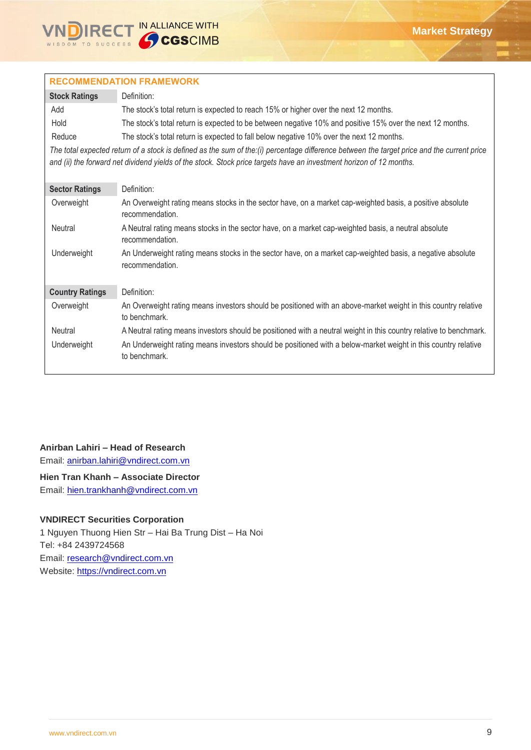## RECOMMENDATION FRAMEWORK

| **Stock Ratings** | Definition: |
|---|---|
| Add | The stock's total return is expected to reach 15% or higher over the next 12 months. |
| Hold | The stock's total return is expected to be between negative 10% and positive 15% over the next 12 months. |
| Reduce | The stock's total return is expected to fall below negative 10% over the next 12 months. |

*The total expected return of a stock is defined as the sum of the:(i) percentage difference between the target price and the current price and (ii) the forward net dividend yields of the stock. Stock price targets have an investment horizon of 12 months.*

| **Sector Ratings** | Definition: |
|---|---|
| Overweight | An Overweight rating means stocks in the sector have, on a market cap-weighted basis, a positive absolute recommendation. |
| Neutral | A Neutral rating means stocks in the sector have, on a market cap-weighted basis, a neutral absolute recommendation. |
| Underweight | An Underweight rating means stocks in the sector have, on a market cap-weighted basis, a negative absolute recommendation. |

| **Country Ratings** | Definition: |
|---|---|
| Overweight | An Overweight rating means investors should be positioned with an above-market weight in this country relative to benchmark. |
| Neutral | A Neutral rating means investors should be positioned with a neutral weight in this country relative to benchmark. |
| Underweight | An Underweight rating means investors should be positioned with a below-market weight in this country relative to benchmark. |

**Anirban Lahiri – Head of Research**
Email: anirban.lahiri@vndirect.com.vn

**Hien Tran Khanh – Associate Director**
Email: hien.trankhanh@vndirect.com.vn

**VNDIRECT Securities Corporation**
1 Nguyen Thuong Hien Str – Hai Ba Trung Dist – Ha Noi
Tel: +84 2439724568
Email: research@vndirect.com.vn
Website: https://vndirect.com.vn